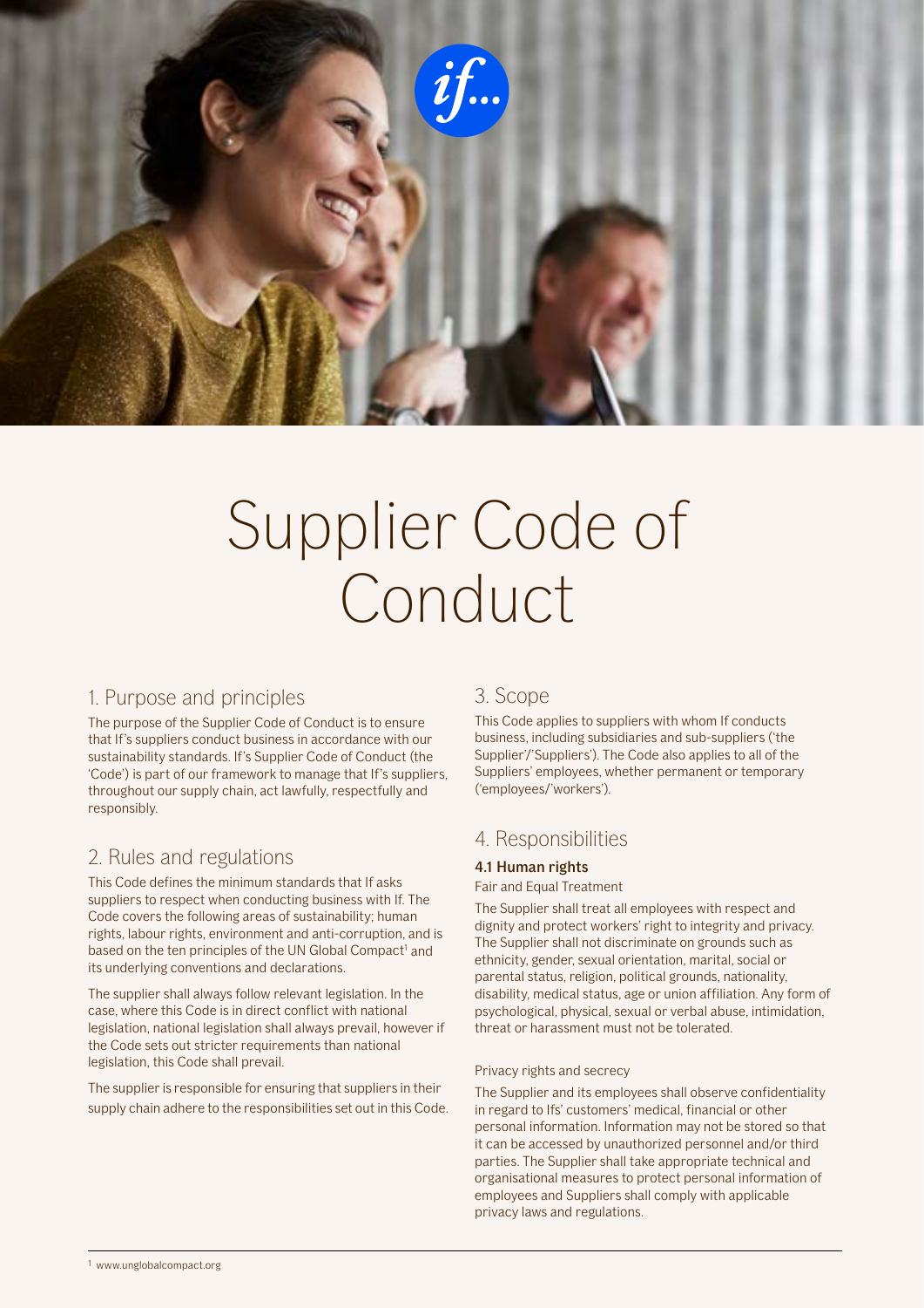# Supplier Code of Conduct

## 1. Purpose and principles

The purpose of the Supplier Code of Conduct is to ensure that If's suppliers conduct business in accordance with our sustainability standards. If's Supplier Code of Conduct (the 'Code') is part of our framework to manage that If's suppliers, throughout our supply chain, act lawfully, respectfully and responsibly.

## 2. Rules and regulations

This Code defines the minimum standards that If asks suppliers to respect when conducting business with If. The Code covers the following areas of sustainability; human rights, labour rights, environment and anti-corruption, and is based on the ten principles of the UN Global Compact[1] and its underlying conventions and declarations.

The supplier shall always follow relevant legislation. In the case, where this Code is in direct conflict with national legislation, national legislation shall always prevail, however if the Code sets out stricter requirements than national legislation, this Code shall prevail.

The supplier is responsible for ensuring that suppliers in their supply chain adhere to the responsibilities set out in this Code.

## 3. Scope

This Code applies to suppliers with whom If conducts business, including subsidiaries and sub-suppliers ('the Supplier'/'Suppliers'). The Code also applies to all of the Suppliers' employees, whether permanent or temporary ('employees/'workers').

## 4. Responsibilities

### 4.1 Human rights

Fair and Equal Treatment

The Supplier shall treat all employees with respect and dignity and protect workers' right to integrity and privacy. The Supplier shall not discriminate on grounds such as ethnicity, gender, sexual orientation, marital, social or parental status, religion, political grounds, nationality, disability, medical status, age or union affiliation. Any form of psychological, physical, sexual or verbal abuse, intimidation, threat or harassment must not be tolerated.

Privacy rights and secrecy

The Supplier and its employees shall observe confidentiality in regard to Ifs' customers' medical, financial or other personal information. Information may not be stored so that it can be accessed by unauthorized personnel and/or third parties. The Supplier shall take appropriate technical and organisational measures to protect personal information of employees and Suppliers shall comply with applicable privacy laws and regulations.

[1] www.unglobalcompact.org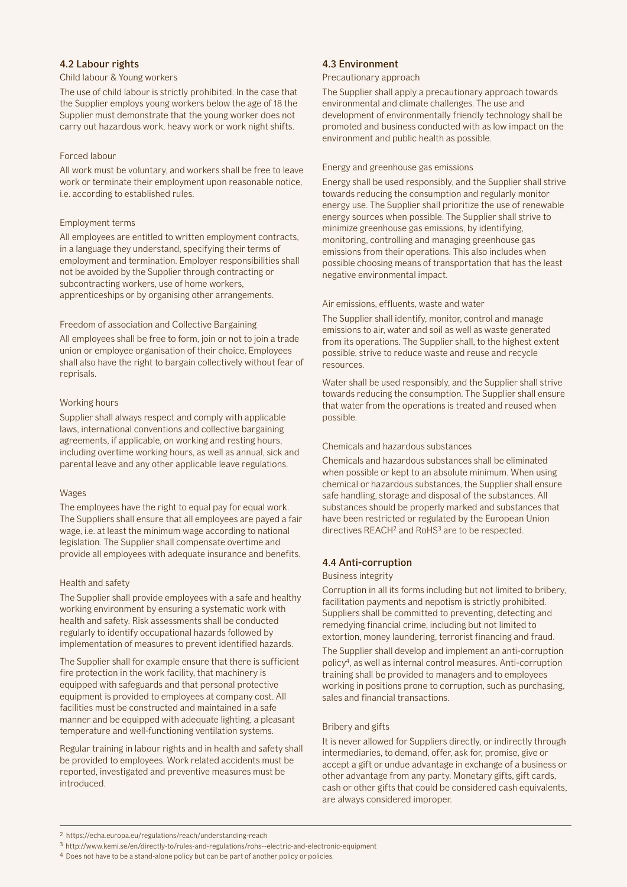## 4.2 Labour rights

### Child labour & Young workers

The use of child labour is strictly prohibited. In the case that the Supplier employs young workers below the age of 18 the Supplier must demonstrate that the young worker does not carry out hazardous work, heavy work or work night shifts.

### Forced labour

All work must be voluntary, and workers shall be free to leave work or terminate their employment upon reasonable notice, i.e. according to established rules.

### Employment terms

All employees are entitled to written employment contracts, in a language they understand, specifying their terms of employment and termination. Employer responsibilities shall not be avoided by the Supplier through contracting or subcontracting workers, use of home workers, apprenticeships or by organising other arrangements.

### Freedom of association and Collective Bargaining

All employees shall be free to form, join or not to join a trade union or employee organisation of their choice. Employees shall also have the right to bargain collectively without fear of reprisals.

### Working hours

Supplier shall always respect and comply with applicable laws, international conventions and collective bargaining agreements, if applicable, on working and resting hours, including overtime working hours, as well as annual, sick and parental leave and any other applicable leave regulations.

### Wages

The employees have the right to equal pay for equal work. The Suppliers shall ensure that all employees are payed a fair wage, i.e. at least the minimum wage according to national legislation. The Supplier shall compensate overtime and provide all employees with adequate insurance and benefits.

### Health and safety

The Supplier shall provide employees with a safe and healthy working environment by ensuring a systematic work with health and safety. Risk assessments shall be conducted regularly to identify occupational hazards followed by implementation of measures to prevent identified hazards.

The Supplier shall for example ensure that there is sufficient fire protection in the work facility, that machinery is equipped with safeguards and that personal protective equipment is provided to employees at company cost. All facilities must be constructed and maintained in a safe manner and be equipped with adequate lighting, a pleasant temperature and well-functioning ventilation systems.

Regular training in labour rights and in health and safety shall be provided to employees. Work related accidents must be reported, investigated and preventive measures must be introduced.

## 4.3 Environment

### Precautionary approach

The Supplier shall apply a precautionary approach towards environmental and climate challenges. The use and development of environmentally friendly technology shall be promoted and business conducted with as low impact on the environment and public health as possible.

### Energy and greenhouse gas emissions

Energy shall be used responsibly, and the Supplier shall strive towards reducing the consumption and regularly monitor energy use. The Supplier shall prioritize the use of renewable energy sources when possible. The Supplier shall strive to minimize greenhouse gas emissions, by identifying, monitoring, controlling and managing greenhouse gas emissions from their operations. This also includes when possible choosing means of transportation that has the least negative environmental impact.

### Air emissions, effluents, waste and water

The Supplier shall identify, monitor, control and manage emissions to air, water and soil as well as waste generated from its operations. The Supplier shall, to the highest extent possible, strive to reduce waste and reuse and recycle resources.

Water shall be used responsibly, and the Supplier shall strive towards reducing the consumption. The Supplier shall ensure that water from the operations is treated and reused when possible.

### Chemicals and hazardous substances

Chemicals and hazardous substances shall be eliminated when possible or kept to an absolute minimum. When using chemical or hazardous substances, the Supplier shall ensure safe handling, storage and disposal of the substances. All substances should be properly marked and substances that have been restricted or regulated by the European Union directives REACH[2] and RoHS[3] are to be respected.

## 4.4 Anti-corruption

### Business integrity

Corruption in all its forms including but not limited to bribery, facilitation payments and nepotism is strictly prohibited. Suppliers shall be committed to preventing, detecting and remedying financial crime, including but not limited to extortion, money laundering, terrorist financing and fraud.

The Supplier shall develop and implement an anti-corruption policy[4], as well as internal control measures. Anti-corruption training shall be provided to managers and to employees working in positions prone to corruption, such as purchasing, sales and financial transactions.

### Bribery and gifts

It is never allowed for Suppliers directly, or indirectly through intermediaries, to demand, offer, ask for, promise, give or accept a gift or undue advantage in exchange of a business or other advantage from any party. Monetary gifts, gift cards, cash or other gifts that could be considered cash equivalents, are always considered improper.

---

[2] https://echa.europa.eu/regulations/reach/understanding-reach

[3] http://www.kemi.se/en/directly-to/rules-and-regulations/rohs--electric-and-electronic-equipment

[4] Does not have to be a stand-alone policy but can be part of another policy or policies.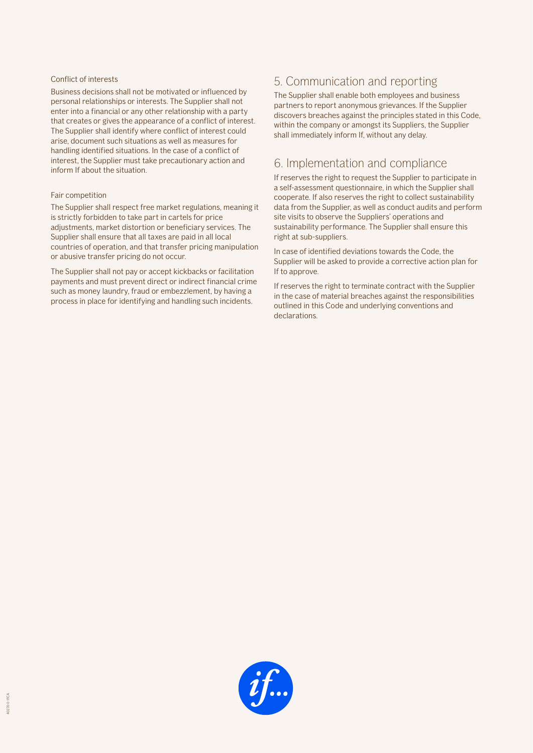### Conflict of interests

Business decisions shall not be motivated or influenced by personal relationships or interests. The Supplier shall not enter into a financial or any other relationship with a party that creates or gives the appearance of a conflict of interest. The Supplier shall identify where conflict of interest could arise, document such situations as well as measures for handling identified situations. In the case of a conflict of interest, the Supplier must take precautionary action and inform If about the situation.

### Fair competition

The Supplier shall respect free market regulations, meaning it is strictly forbidden to take part in cartels for price adjustments, market distortion or beneficiary services. The Supplier shall ensure that all taxes are paid in all local countries of operation, and that transfer pricing manipulation or abusive transfer pricing do not occur.

The Supplier shall not pay or accept kickbacks or facilitation payments and must prevent direct or indirect financial crime such as money laundry, fraud or embezzlement, by having a process in place for identifying and handling such incidents.

## 5. Communication and reporting

The Supplier shall enable both employees and business partners to report anonymous grievances. If the Supplier discovers breaches against the principles stated in this Code, within the company or amongst its Suppliers, the Supplier shall immediately inform If, without any delay.

## 6. Implementation and compliance

If reserves the right to request the Supplier to participate in a self-assessment questionnaire, in which the Supplier shall cooperate. If also reserves the right to collect sustainability data from the Supplier, as well as conduct audits and perform site visits to observe the Suppliers' operations and sustainability performance. The Supplier shall ensure this right at sub-suppliers.

In case of identified deviations towards the Code, the Supplier will be asked to provide a corrective action plan for If to approve.

If reserves the right to terminate contract with the Supplier in the case of material breaches against the responsibilities outlined in this Code and underlying conventions and declarations.